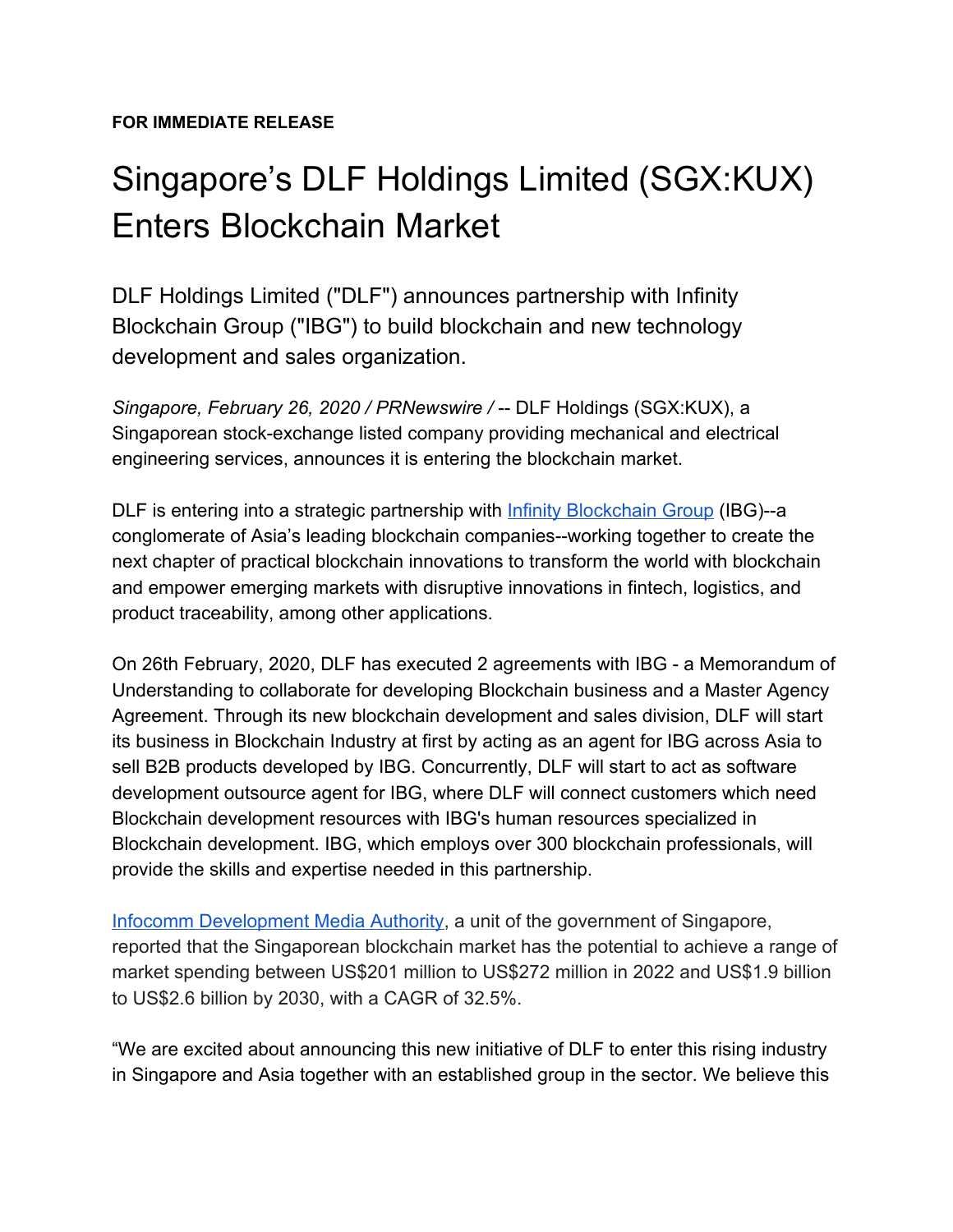**FOR IMMEDIATE RELEASE**

# Singapore's DLF Holdings Limited (SGX:KUX) Enters Blockchain Market

DLF Holdings Limited ("DLF") announces partnership with Infinity Blockchain Group ("IBG") to build blockchain and new technology development and sales organization.

*Singapore, February 26, 2020 / PRNewswire /* -- DLF Holdings (SGX:KUX), a Singaporean stock-exchange listed company providing mechanical and electrical engineering services, announces it is entering the blockchain market.

DLF is entering into a strategic partnership with Infinity Blockchain Group (IBG)--a conglomerate of Asia's leading blockchain companies--working together to create the next chapter of practical blockchain innovations to transform the world with blockchain and empower emerging markets with disruptive innovations in fintech, logistics, and product traceability, among other applications.

On 26th February, 2020, DLF has executed 2 agreements with IBG - a Memorandum of Understanding to collaborate for developing Blockchain business and a Master Agency Agreement. Through its new blockchain development and sales division, DLF will start its business in Blockchain Industry at first by acting as an agent for IBG across Asia to sell B2B products developed by IBG. Concurrently, DLF will start to act as software development outsource agent for IBG, where DLF will connect customers which need Blockchain development resources with IBG's human resources specialized in Blockchain development. IBG, which employs over 300 blockchain professionals, will provide the skills and expertise needed in this partnership.

Infocomm Development Media Authority, a unit of the government of Singapore, reported that the Singaporean blockchain market has the potential to achieve a range of market spending between US$201 million to US$272 million in 2022 and US$1.9 billion to US$2.6 billion by 2030, with a CAGR of 32.5%.

"We are excited about announcing this new initiative of DLF to enter this rising industry in Singapore and Asia together with an established group in the sector. We believe this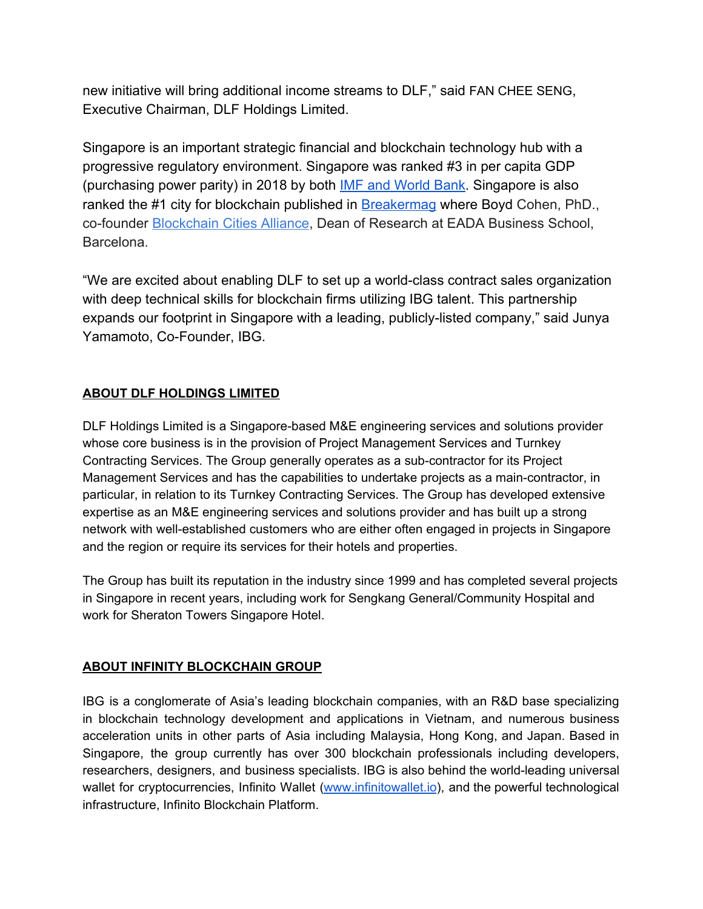new initiative will bring additional income streams to DLF," said FAN CHEE SENG, Executive Chairman, DLF Holdings Limited.

Singapore is an important strategic financial and blockchain technology hub with a progressive regulatory environment. Singapore was ranked #3 in per capita GDP (purchasing power parity) in 2018 by both IMF and World Bank. Singapore is also ranked the #1 city for blockchain published in Breakermag where Boyd Cohen, PhD., co-founder Blockchain Cities Alliance, Dean of Research at EADA Business School, Barcelona.

"We are excited about enabling DLF to set up a world-class contract sales organization with deep technical skills for blockchain firms utilizing IBG talent. This partnership expands our footprint in Singapore with a leading, publicly-listed company," said Junya Yamamoto, Co-Founder, IBG.

## ABOUT DLF HOLDINGS LIMITED

DLF Holdings Limited is a Singapore-based M&E engineering services and solutions provider whose core business is in the provision of Project Management Services and Turnkey Contracting Services. The Group generally operates as a sub-contractor for its Project Management Services and has the capabilities to undertake projects as a main-contractor, in particular, in relation to its Turnkey Contracting Services. The Group has developed extensive expertise as an M&E engineering services and solutions provider and has built up a strong network with well-established customers who are either often engaged in projects in Singapore and the region or require its services for their hotels and properties.

The Group has built its reputation in the industry since 1999 and has completed several projects in Singapore in recent years, including work for Sengkang General/Community Hospital and work for Sheraton Towers Singapore Hotel.

## ABOUT INFINITY BLOCKCHAIN GROUP

IBG is a conglomerate of Asia's leading blockchain companies, with an R&D base specializing in blockchain technology development and applications in Vietnam, and numerous business acceleration units in other parts of Asia including Malaysia, Hong Kong, and Japan. Based in Singapore, the group currently has over 300 blockchain professionals including developers, researchers, designers, and business specialists. IBG is also behind the world-leading universal wallet for cryptocurrencies, Infinito Wallet (www.infinitowallet.io), and the powerful technological infrastructure, Infinito Blockchain Platform.